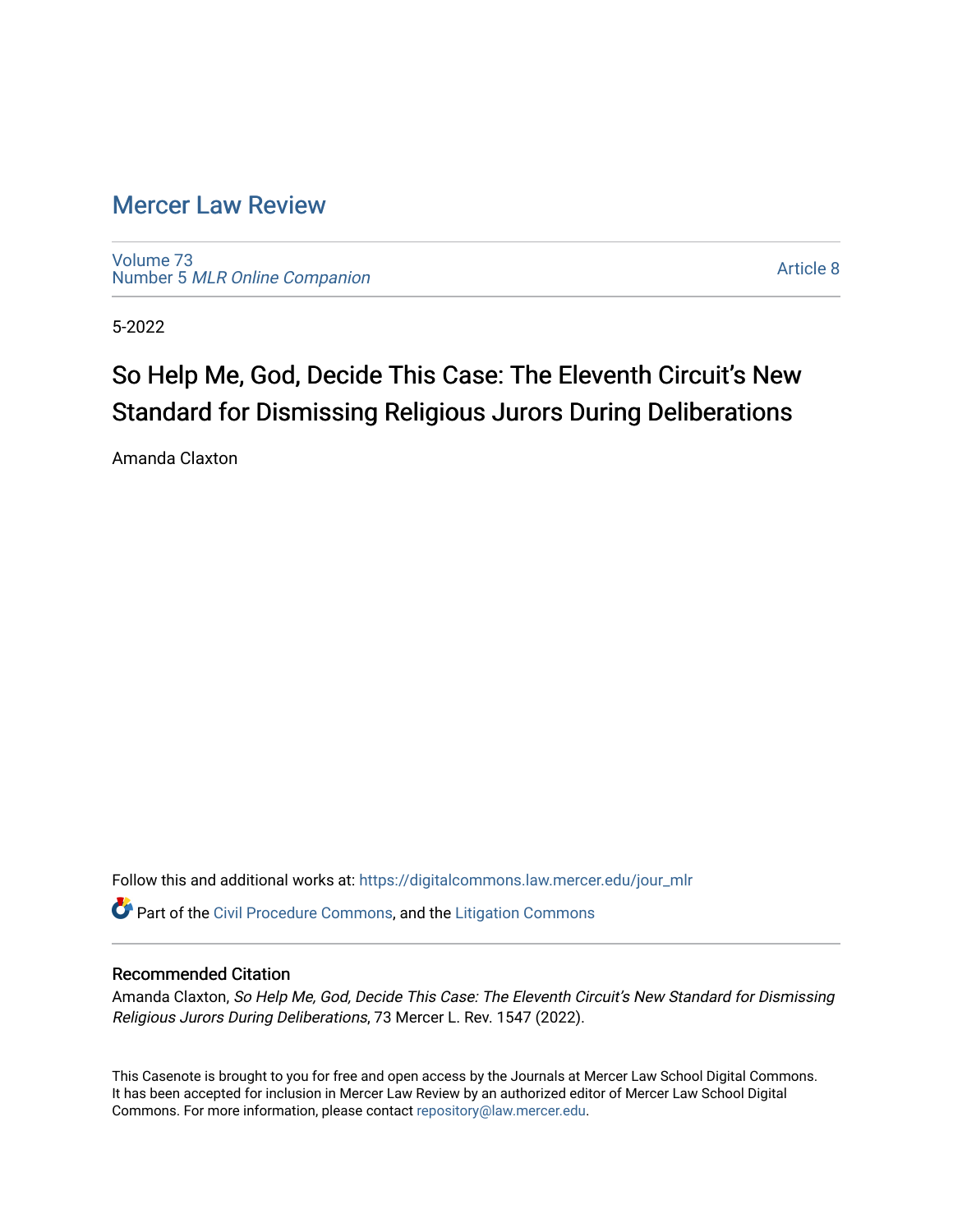# Mercer Law Review

Volume 73
Number 5 *MLR Online Companion*

Article 8

5-2022

## So Help Me, God, Decide This Case: The Eleventh Circuit's New Standard for Dismissing Religious Jurors During Deliberations

Amanda Claxton

Follow this and additional works at: https://digitalcommons.law.mercer.edu/jour_mlr

Part of the Civil Procedure Commons, and the Litigation Commons

### Recommended Citation

Amanda Claxton, *So Help Me, God, Decide This Case: The Eleventh Circuit's New Standard for Dismissing Religious Jurors During Deliberations*, 73 Mercer L. Rev. 1547 (2022).

This Casenote is brought to you for free and open access by the Journals at Mercer Law School Digital Commons. It has been accepted for inclusion in Mercer Law Review by an authorized editor of Mercer Law School Digital Commons. For more information, please contact repository@law.mercer.edu.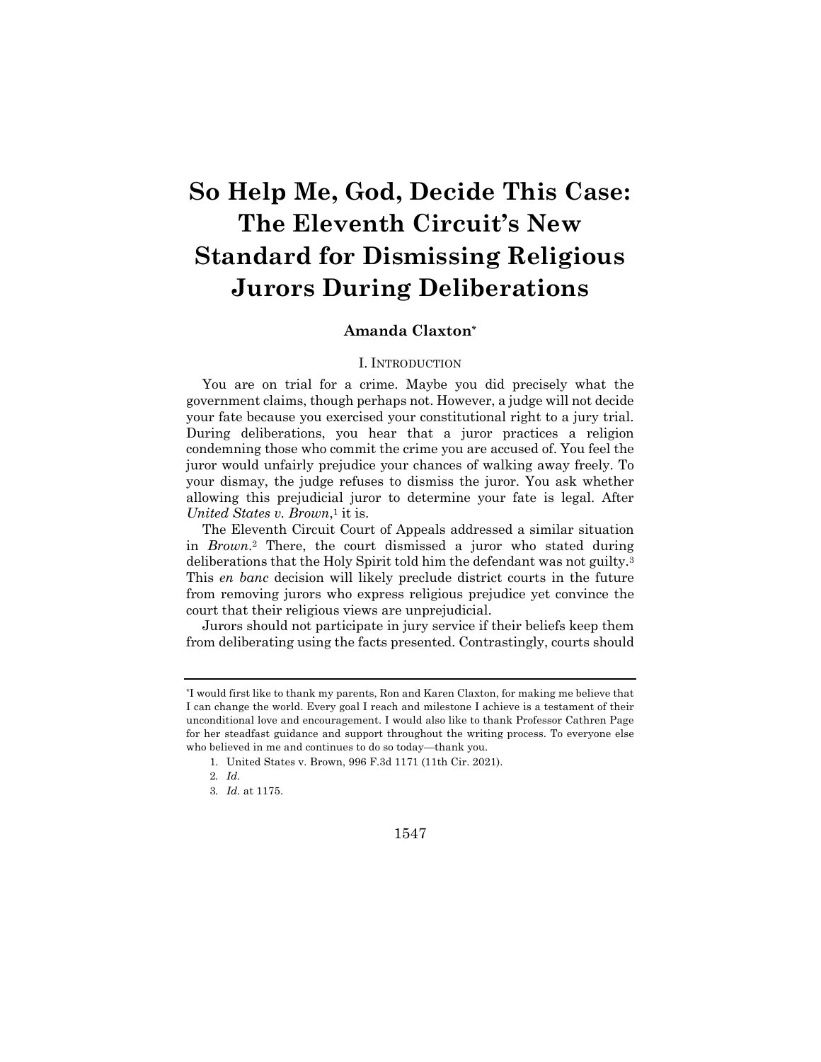# So Help Me, God, Decide This Case: The Eleventh Circuit's New Standard for Dismissing Religious Jurors During Deliberations

**Amanda Claxton***

## I. Introduction

You are on trial for a crime. Maybe you did precisely what the government claims, though perhaps not. However, a judge will not decide your fate because you exercised your constitutional right to a jury trial. During deliberations, you hear that a juror practices a religion condemning those who commit the crime you are accused of. You feel the juror would unfairly prejudice your chances of walking away freely. To your dismay, the judge refuses to dismiss the juror. You ask whether allowing this prejudicial juror to determine your fate is legal. After *United States v. Brown*,[1] it is.

The Eleventh Circuit Court of Appeals addressed a similar situation in *Brown*.[2] There, the court dismissed a juror who stated during deliberations that the Holy Spirit told him the defendant was not guilty.[3] This *en banc* decision will likely preclude district courts in the future from removing jurors who express religious prejudice yet convince the court that their religious views are unprejudicial.

Jurors should not participate in jury service if their beliefs keep them from deliberating using the facts presented. Contrastingly, courts should

---

*I would first like to thank my parents, Ron and Karen Claxton, for making me believe that I can change the world. Every goal I reach and milestone I achieve is a testament of their unconditional love and encouragement. I would also like to thank Professor Cathren Page for her steadfast guidance and support throughout the writing process. To everyone else who believed in me and continues to do so today—thank you.

1. United States v. Brown, 996 F.3d 1171 (11th Cir. 2021).
2. *Id.*
3. *Id.* at 1175.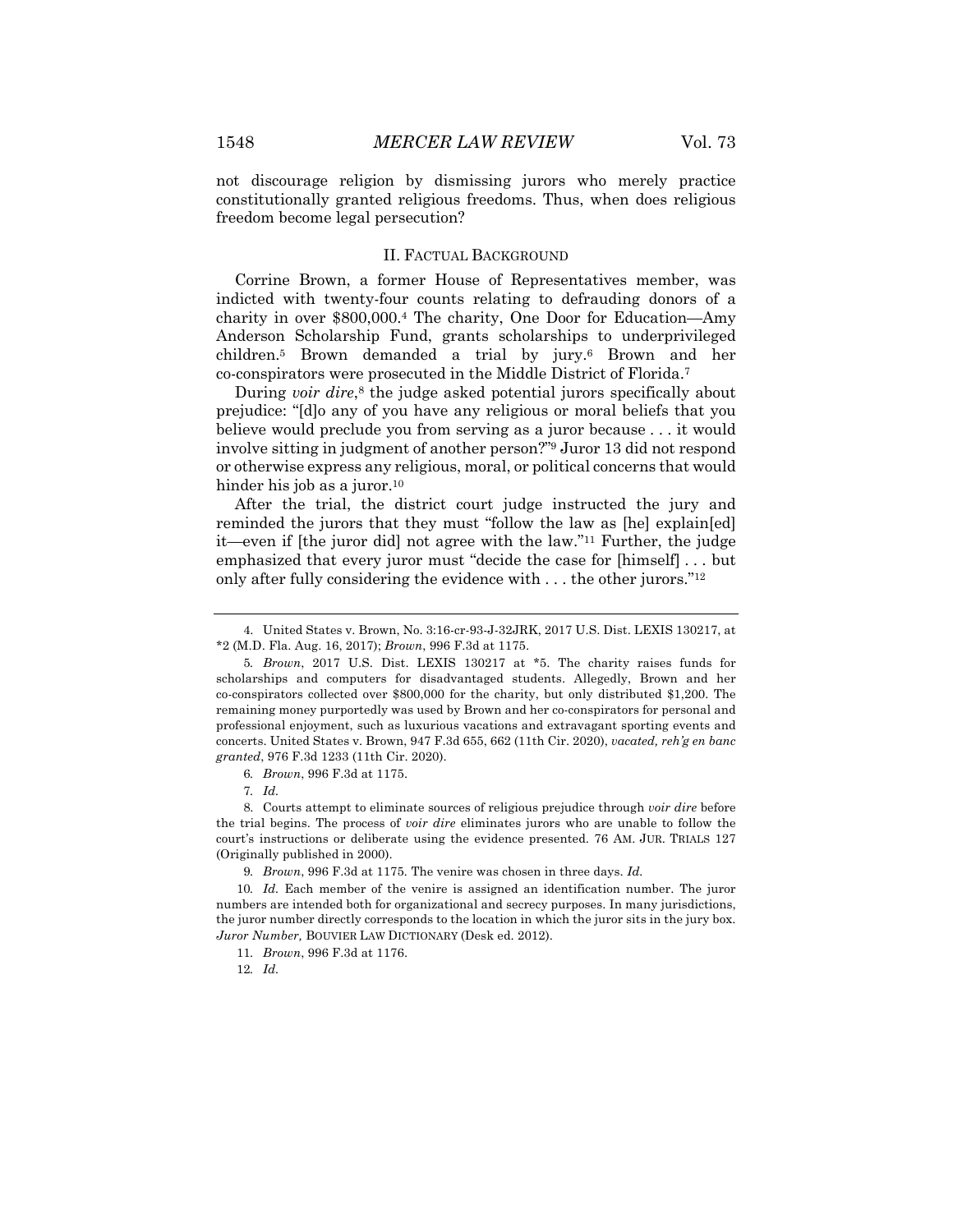not discourage religion by dismissing jurors who merely practice constitutionally granted religious freedoms. Thus, when does religious freedom become legal persecution?

## II. FACTUAL BACKGROUND

Corrine Brown, a former House of Representatives member, was indicted with twenty-four counts relating to defrauding donors of a charity in over $800,000.[4] The charity, One Door for Education—Amy Anderson Scholarship Fund, grants scholarships to underprivileged children.[5] Brown demanded a trial by jury.[6] Brown and her co-conspirators were prosecuted in the Middle District of Florida.[7]

During *voir dire*,[8] the judge asked potential jurors specifically about prejudice: "[d]o any of you have any religious or moral beliefs that you believe would preclude you from serving as a juror because . . . it would involve sitting in judgment of another person?"[9] Juror 13 did not respond or otherwise express any religious, moral, or political concerns that would hinder his job as a juror.[10]

After the trial, the district court judge instructed the jury and reminded the jurors that they must "follow the law as [he] explain[ed] it—even if [the juror did] not agree with the law."[11] Further, the judge emphasized that every juror must "decide the case for [himself] . . . but only after fully considering the evidence with . . . the other jurors."[12]

---

4. United States v. Brown, No. 3:16-cr-93-J-32JRK, 2017 U.S. Dist. LEXIS 130217, at *2 (M.D. Fla. Aug. 16, 2017); *Brown*, 996 F.3d at 1175.

5. *Brown*, 2017 U.S. Dist. LEXIS 130217 at *5. The charity raises funds for scholarships and computers for disadvantaged students. Allegedly, Brown and her co-conspirators collected over $800,000 for the charity, but only distributed $1,200. The remaining money purportedly was used by Brown and her co-conspirators for personal and professional enjoyment, such as luxurious vacations and extravagant sporting events and concerts. United States v. Brown, 947 F.3d 655, 662 (11th Cir. 2020), *vacated, reh'g en banc granted*, 976 F.3d 1233 (11th Cir. 2020).

6. *Brown*, 996 F.3d at 1175.

7. *Id.*

8. Courts attempt to eliminate sources of religious prejudice through *voir dire* before the trial begins. The process of *voir dire* eliminates jurors who are unable to follow the court's instructions or deliberate using the evidence presented. 76 AM. JUR. TRIALS 127 (Originally published in 2000).

9. *Brown*, 996 F.3d at 1175. The venire was chosen in three days. *Id.*

10. *Id.* Each member of the venire is assigned an identification number. The juror numbers are intended both for organizational and secrecy purposes. In many jurisdictions, the juror number directly corresponds to the location in which the juror sits in the jury box. *Juror Number,* BOUVIER LAW DICTIONARY (Desk ed. 2012).

11. *Brown*, 996 F.3d at 1176.

12. *Id.*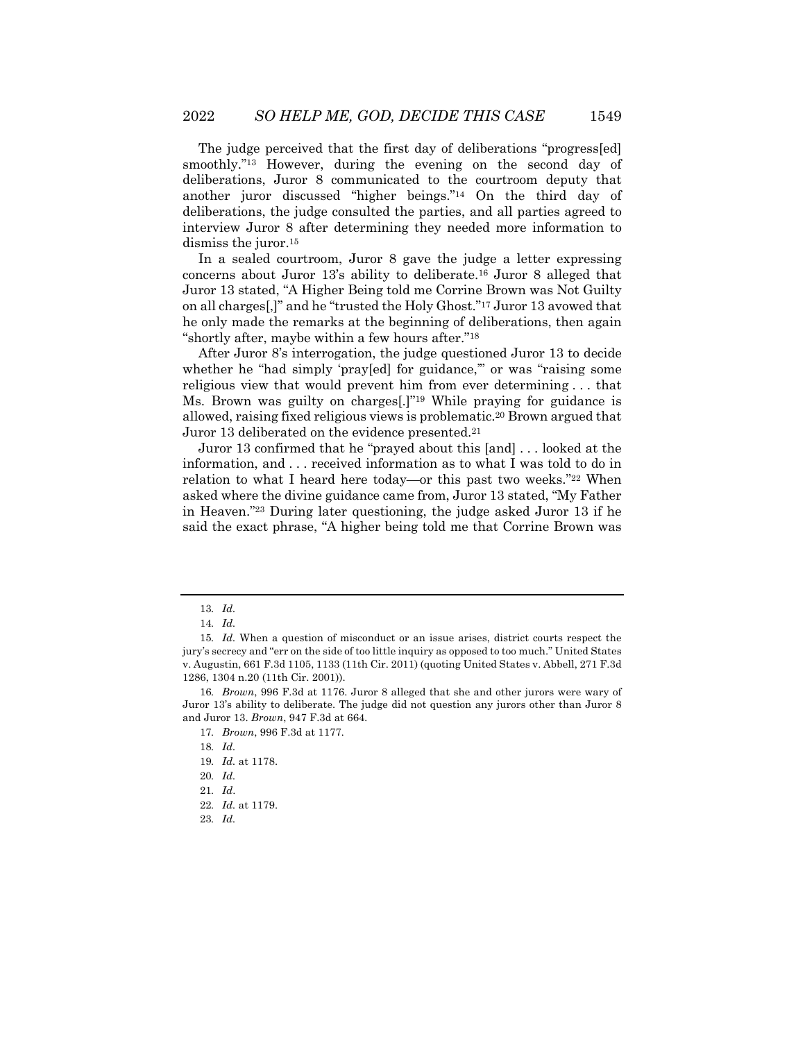The judge perceived that the first day of deliberations "progress[ed] smoothly."[13] However, during the evening on the second day of deliberations, Juror 8 communicated to the courtroom deputy that another juror discussed "higher beings."[14] On the third day of deliberations, the judge consulted the parties, and all parties agreed to interview Juror 8 after determining they needed more information to dismiss the juror.[15]

In a sealed courtroom, Juror 8 gave the judge a letter expressing concerns about Juror 13's ability to deliberate.[16] Juror 8 alleged that Juror 13 stated, "A Higher Being told me Corrine Brown was Not Guilty on all charges[,]" and he "trusted the Holy Ghost."[17] Juror 13 avowed that he only made the remarks at the beginning of deliberations, then again "shortly after, maybe within a few hours after."[18]

After Juror 8's interrogation, the judge questioned Juror 13 to decide whether he "had simply 'pray[ed] for guidance,'" or was "raising some religious view that would prevent him from ever determining . . . that Ms. Brown was guilty on charges[.]"[19] While praying for guidance is allowed, raising fixed religious views is problematic.[20] Brown argued that Juror 13 deliberated on the evidence presented.[21]

Juror 13 confirmed that he "prayed about this [and] . . . looked at the information, and . . . received information as to what I was told to do in relation to what I heard here today—or this past two weeks."[22] When asked where the divine guidance came from, Juror 13 stated, "My Father in Heaven."[23] During later questioning, the judge asked Juror 13 if he said the exact phrase, "A higher being told me that Corrine Brown was

---

13. *Id.*

14. *Id.*

15. *Id.* When a question of misconduct or an issue arises, district courts respect the jury's secrecy and "err on the side of too little inquiry as opposed to too much." United States v. Augustin, 661 F.3d 1105, 1133 (11th Cir. 2011) (quoting United States v. Abbell, 271 F.3d 1286, 1304 n.20 (11th Cir. 2001)).

16. *Brown*, 996 F.3d at 1176. Juror 8 alleged that she and other jurors were wary of Juror 13's ability to deliberate. The judge did not question any jurors other than Juror 8 and Juror 13. *Brown*, 947 F.3d at 664.

17. *Brown*, 996 F.3d at 1177.

18. *Id.*

19. *Id.* at 1178.

20. *Id.*

21. *Id.*

22. *Id.* at 1179.

23. *Id.*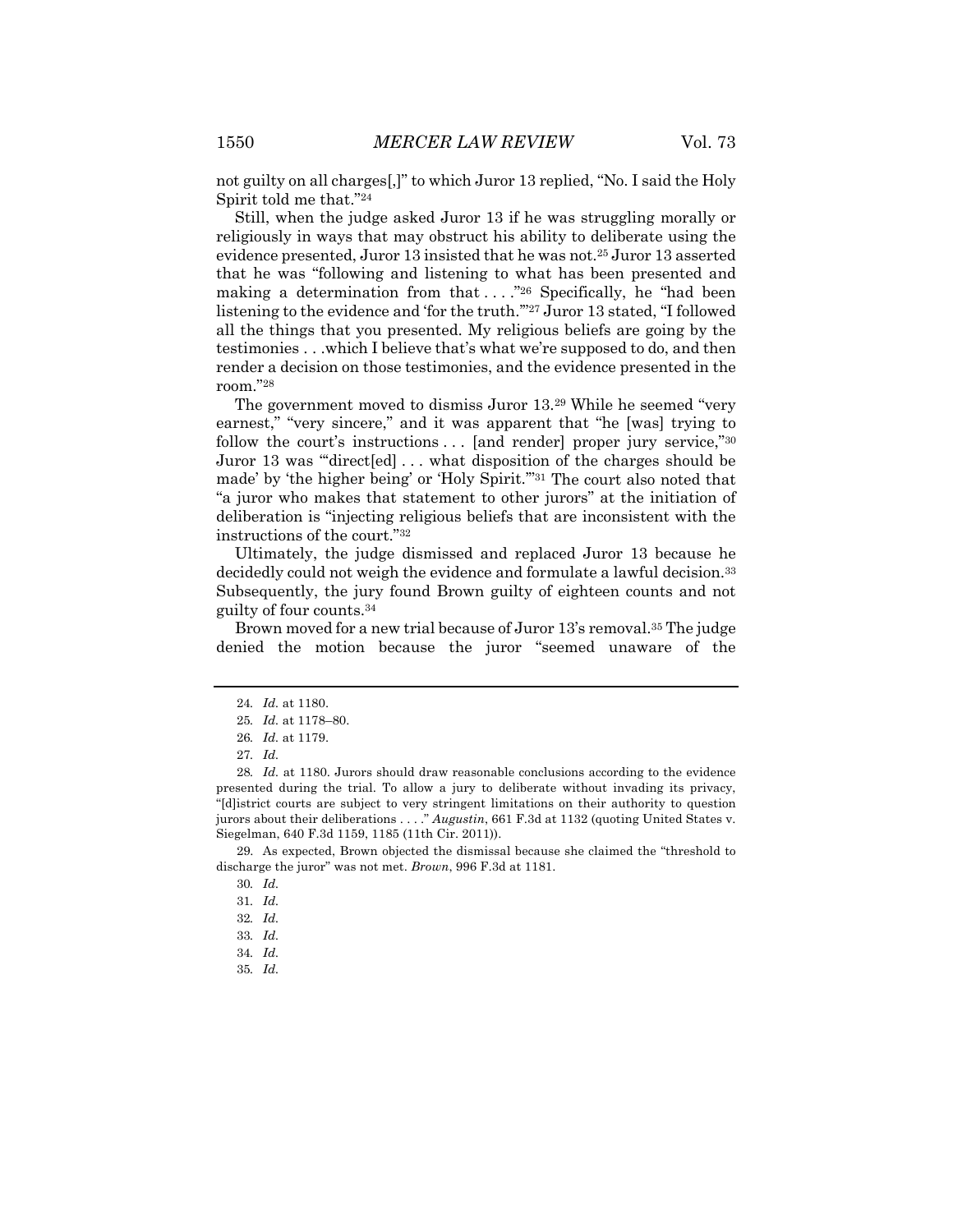not guilty on all charges[,]" to which Juror 13 replied, "No. I said the Holy Spirit told me that."[24]

Still, when the judge asked Juror 13 if he was struggling morally or religiously in ways that may obstruct his ability to deliberate using the evidence presented, Juror 13 insisted that he was not.[25] Juror 13 asserted that he was "following and listening to what has been presented and making a determination from that . . . ."[26] Specifically, he "had been listening to the evidence and 'for the truth.'"[27] Juror 13 stated, "I followed all the things that you presented. My religious beliefs are going by the testimonies . . .which I believe that's what we're supposed to do, and then render a decision on those testimonies, and the evidence presented in the room."[28]

The government moved to dismiss Juror 13.[29] While he seemed "very earnest," "very sincere," and it was apparent that "he [was] trying to follow the court's instructions . . . [and render] proper jury service,"[30] Juror 13 was "'direct[ed] . . . what disposition of the charges should be made' by 'the higher being' or 'Holy Spirit.'"[31] The court also noted that "a juror who makes that statement to other jurors" at the initiation of deliberation is "injecting religious beliefs that are inconsistent with the instructions of the court."[32]

Ultimately, the judge dismissed and replaced Juror 13 because he decidedly could not weigh the evidence and formulate a lawful decision.[33] Subsequently, the jury found Brown guilty of eighteen counts and not guilty of four counts.[34]

Brown moved for a new trial because of Juror 13's removal.[35] The judge denied the motion because the juror "seemed unaware of the

---

24. *Id.* at 1180.

25. *Id.* at 1178–80.

26. *Id.* at 1179.

27. *Id.*

28. *Id.* at 1180. Jurors should draw reasonable conclusions according to the evidence presented during the trial. To allow a jury to deliberate without invading its privacy, "[d]istrict courts are subject to very stringent limitations on their authority to question jurors about their deliberations . . . ." *Augustin*, 661 F.3d at 1132 (quoting United States v. Siegelman, 640 F.3d 1159, 1185 (11th Cir. 2011)).

29. As expected, Brown objected the dismissal because she claimed the "threshold to discharge the juror" was not met. *Brown*, 996 F.3d at 1181.

30. *Id.*

31. *Id.*

32. *Id.*

33. *Id.*

34. *Id.*

35. *Id.*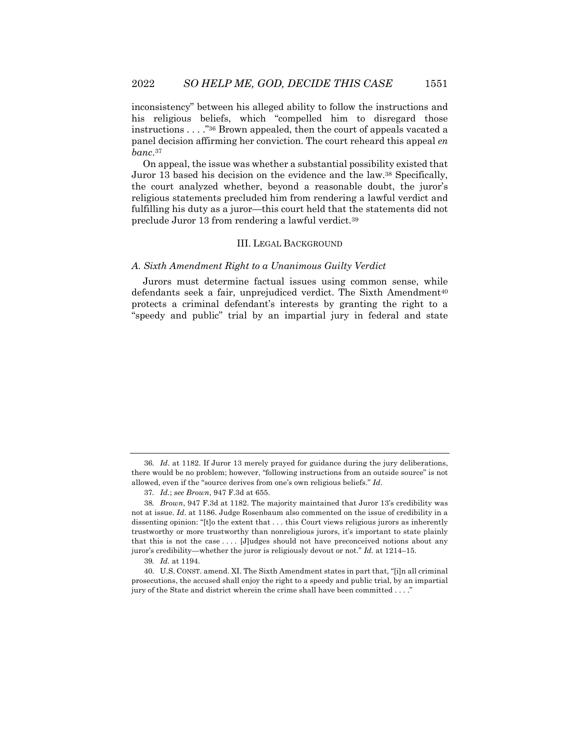inconsistency" between his alleged ability to follow the instructions and his religious beliefs, which "compelled him to disregard those instructions . . . ."[36] Brown appealed, then the court of appeals vacated a panel decision affirming her conviction. The court reheard this appeal *en banc*.[37]

On appeal, the issue was whether a substantial possibility existed that Juror 13 based his decision on the evidence and the law.[38] Specifically, the court analyzed whether, beyond a reasonable doubt, the juror's religious statements precluded him from rendering a lawful verdict and fulfilling his duty as a juror—this court held that the statements did not preclude Juror 13 from rendering a lawful verdict.[39]

## III. Legal Background

### *A. Sixth Amendment Right to a Unanimous Guilty Verdict*

Jurors must determine factual issues using common sense, while defendants seek a fair, unprejudiced verdict. The Sixth Amendment[40] protects a criminal defendant's interests by granting the right to a "speedy and public" trial by an impartial jury in federal and state

---

36. *Id.* at 1182. If Juror 13 merely prayed for guidance during the jury deliberations, there would be no problem; however, "following instructions from an outside source" is not allowed, even if the "source derives from one's own religious beliefs." *Id.*

37. *Id.*; *see Brown*, 947 F.3d at 655.

38. *Brown*, 947 F.3d at 1182. The majority maintained that Juror 13's credibility was not at issue. *Id.* at 1186. Judge Rosenbaum also commented on the issue of credibility in a dissenting opinion: "[t]o the extent that . . . this Court views religious jurors as inherently trustworthy or more trustworthy than nonreligious jurors, it's important to state plainly that this is not the case . . . . [J]udges should not have preconceived notions about any juror's credibility—whether the juror is religiously devout or not." *Id.* at 1214–15.

39. *Id.* at 1194.

40. U.S. CONST. amend. XI. The Sixth Amendment states in part that, "[i]n all criminal prosecutions, the accused shall enjoy the right to a speedy and public trial, by an impartial jury of the State and district wherein the crime shall have been committed . . . ."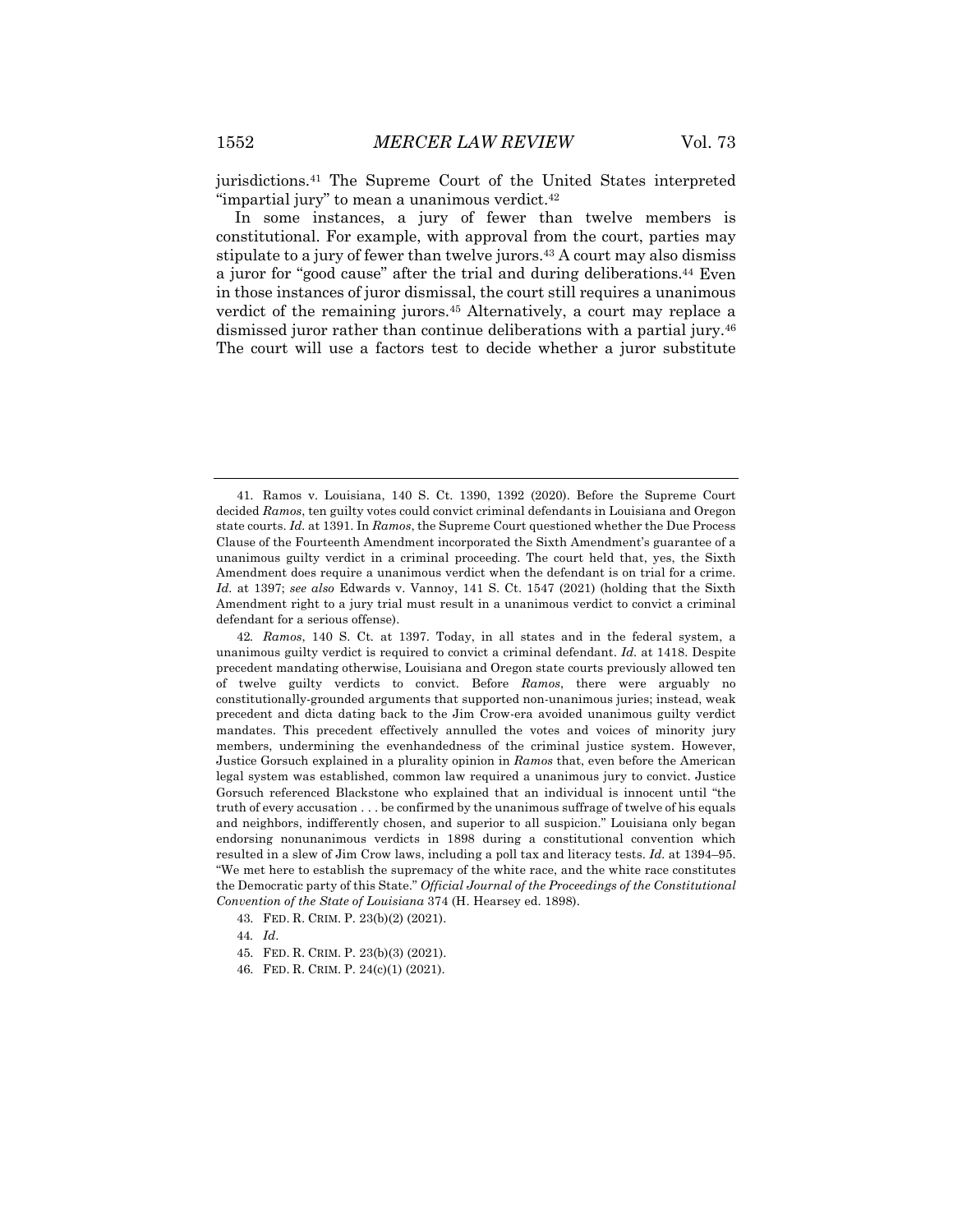jurisdictions.[41] The Supreme Court of the United States interpreted "impartial jury" to mean a unanimous verdict.[42]

In some instances, a jury of fewer than twelve members is constitutional. For example, with approval from the court, parties may stipulate to a jury of fewer than twelve jurors.[43] A court may also dismiss a juror for "good cause" after the trial and during deliberations.[44] Even in those instances of juror dismissal, the court still requires a unanimous verdict of the remaining jurors.[45] Alternatively, a court may replace a dismissed juror rather than continue deliberations with a partial jury.[46] The court will use a factors test to decide whether a juror substitute

---

41. Ramos v. Louisiana, 140 S. Ct. 1390, 1392 (2020). Before the Supreme Court decided *Ramos*, ten guilty votes could convict criminal defendants in Louisiana and Oregon state courts. *Id.* at 1391. In *Ramos*, the Supreme Court questioned whether the Due Process Clause of the Fourteenth Amendment incorporated the Sixth Amendment's guarantee of a unanimous guilty verdict in a criminal proceeding. The court held that, yes, the Sixth Amendment does require a unanimous verdict when the defendant is on trial for a crime. *Id.* at 1397; *see also* Edwards v. Vannoy, 141 S. Ct. 1547 (2021) (holding that the Sixth Amendment right to a jury trial must result in a unanimous verdict to convict a criminal defendant for a serious offense).

42. *Ramos*, 140 S. Ct. at 1397. Today, in all states and in the federal system, a unanimous guilty verdict is required to convict a criminal defendant. *Id.* at 1418. Despite precedent mandating otherwise, Louisiana and Oregon state courts previously allowed ten of twelve guilty verdicts to convict. Before *Ramos*, there were arguably no constitutionally-grounded arguments that supported non-unanimous juries; instead, weak precedent and dicta dating back to the Jim Crow-era avoided unanimous guilty verdict mandates. This precedent effectively annulled the votes and voices of minority jury members, undermining the evenhandedness of the criminal justice system. However, Justice Gorsuch explained in a plurality opinion in *Ramos* that, even before the American legal system was established, common law required a unanimous jury to convict. Justice Gorsuch referenced Blackstone who explained that an individual is innocent until "the truth of every accusation . . . be confirmed by the unanimous suffrage of twelve of his equals and neighbors, indifferently chosen, and superior to all suspicion." Louisiana only began endorsing nonunanimous verdicts in 1898 during a constitutional convention which resulted in a slew of Jim Crow laws, including a poll tax and literacy tests. *Id.* at 1394–95. "We met here to establish the supremacy of the white race, and the white race constitutes the Democratic party of this State." *Official Journal of the Proceedings of the Constitutional Convention of the State of Louisiana* 374 (H. Hearsey ed. 1898).

43. FED. R. CRIM. P. 23(b)(2) (2021).

44. *Id*.

45. FED. R. CRIM. P. 23(b)(3) (2021).

46. FED. R. CRIM. P. 24(c)(1) (2021).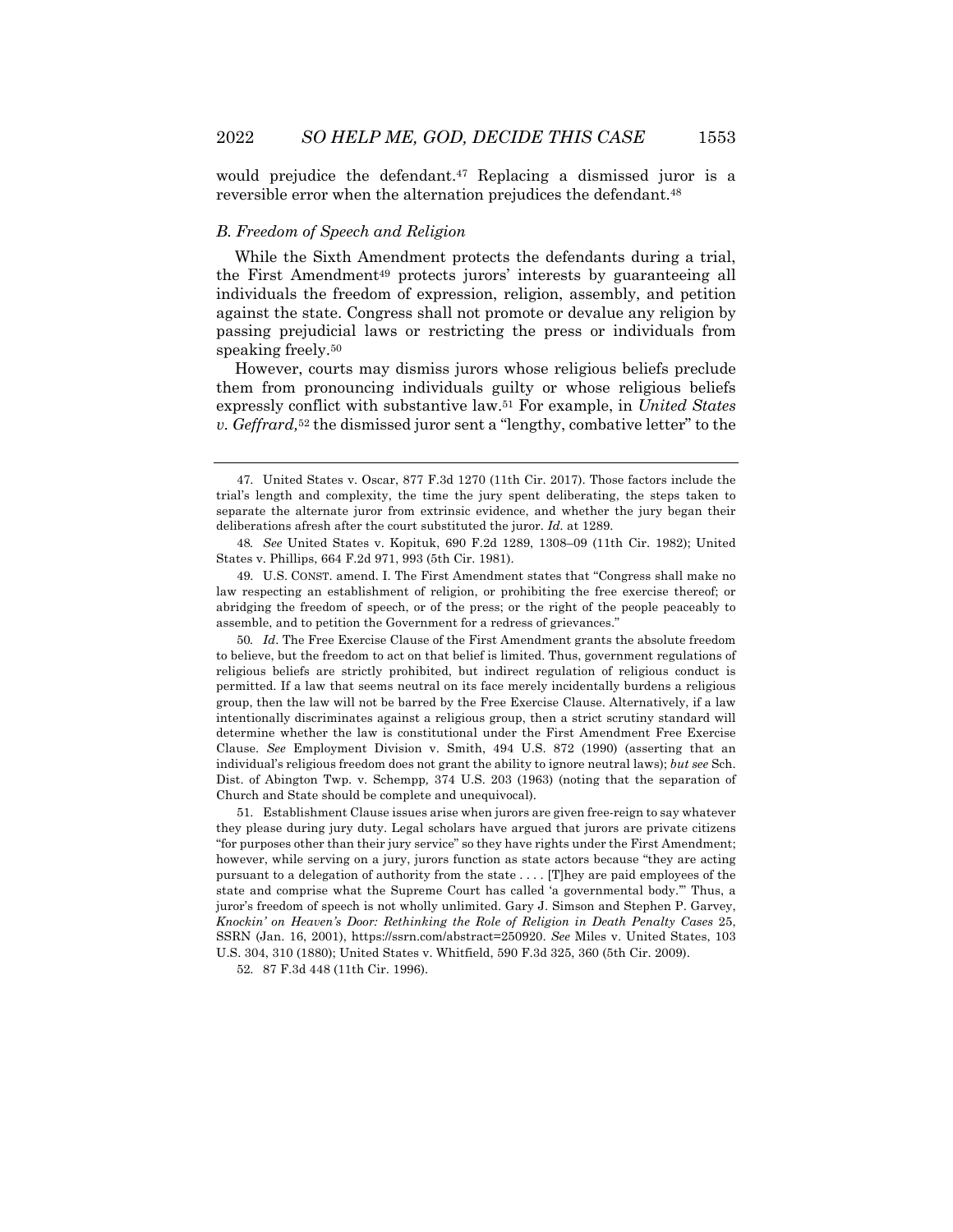would prejudice the defendant.[47] Replacing a dismissed juror is a reversible error when the alternation prejudices the defendant.[48]

### *B. Freedom of Speech and Religion*

While the Sixth Amendment protects the defendants during a trial, the First Amendment[49] protects jurors' interests by guaranteeing all individuals the freedom of expression, religion, assembly, and petition against the state. Congress shall not promote or devalue any religion by passing prejudicial laws or restricting the press or individuals from speaking freely.[50]

However, courts may dismiss jurors whose religious beliefs preclude them from pronouncing individuals guilty or whose religious beliefs expressly conflict with substantive law.[51] For example, in *United States v. Geffrard,*[52] the dismissed juror sent a "lengthy, combative letter" to the

---

47. United States v. Oscar, 877 F.3d 1270 (11th Cir. 2017). Those factors include the trial's length and complexity, the time the jury spent deliberating, the steps taken to separate the alternate juror from extrinsic evidence, and whether the jury began their deliberations afresh after the court substituted the juror. *Id.* at 1289.

48. *See* United States v. Kopituk, 690 F.2d 1289, 1308–09 (11th Cir. 1982); United States v. Phillips, 664 F.2d 971, 993 (5th Cir. 1981).

49. U.S. CONST. amend. I. The First Amendment states that "Congress shall make no law respecting an establishment of religion, or prohibiting the free exercise thereof; or abridging the freedom of speech, or of the press; or the right of the people peaceably to assemble, and to petition the Government for a redress of grievances."

50. *Id*. The Free Exercise Clause of the First Amendment grants the absolute freedom to believe, but the freedom to act on that belief is limited. Thus, government regulations of religious beliefs are strictly prohibited, but indirect regulation of religious conduct is permitted. If a law that seems neutral on its face merely incidentally burdens a religious group, then the law will not be barred by the Free Exercise Clause. Alternatively, if a law intentionally discriminates against a religious group, then a strict scrutiny standard will determine whether the law is constitutional under the First Amendment Free Exercise Clause. *See* Employment Division v. Smith, 494 U.S. 872 (1990) (asserting that an individual's religious freedom does not grant the ability to ignore neutral laws); *but see* Sch. Dist. of Abington Twp. v. Schempp*,* 374 U.S. 203 (1963) (noting that the separation of Church and State should be complete and unequivocal).

51. Establishment Clause issues arise when jurors are given free-reign to say whatever they please during jury duty. Legal scholars have argued that jurors are private citizens "for purposes other than their jury service" so they have rights under the First Amendment; however, while serving on a jury, jurors function as state actors because "they are acting pursuant to a delegation of authority from the state . . . . [T]hey are paid employees of the state and comprise what the Supreme Court has called 'a governmental body.'" Thus, a juror's freedom of speech is not wholly unlimited. Gary J. Simson and Stephen P. Garvey, *Knockin' on Heaven's Door: Rethinking the Role of Religion in Death Penalty Cases* 25, SSRN (Jan. 16, 2001), https://ssrn.com/abstract=250920. *See* Miles v. United States, 103 U.S. 304, 310 (1880); United States v. Whitfield, 590 F.3d 325, 360 (5th Cir. 2009).

52. 87 F.3d 448 (11th Cir. 1996).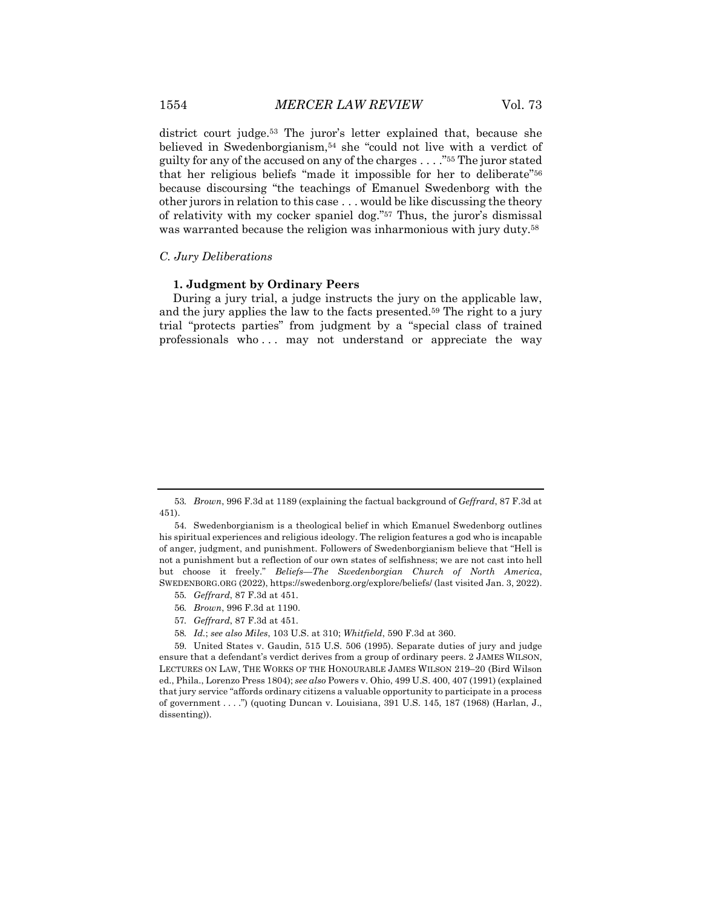district court judge.[53] The juror's letter explained that, because she believed in Swedenborgianism,[54] she "could not live with a verdict of guilty for any of the accused on any of the charges . . . ."[55] The juror stated that her religious beliefs "made it impossible for her to deliberate"[56] because discoursing "the teachings of Emanuel Swedenborg with the other jurors in relation to this case . . . would be like discussing the theory of relativity with my cocker spaniel dog."[57] Thus, the juror's dismissal was warranted because the religion was inharmonious with jury duty.[58]

### *C. Jury Deliberations*

#### **1. Judgment by Ordinary Peers**

During a jury trial, a judge instructs the jury on the applicable law, and the jury applies the law to the facts presented.[59] The right to a jury trial "protects parties" from judgment by a "special class of trained professionals who . . . may not understand or appreciate the way

---

53. *Brown*, 996 F.3d at 1189 (explaining the factual background of *Geffrard*, 87 F.3d at 451).

54. Swedenborgianism is a theological belief in which Emanuel Swedenborg outlines his spiritual experiences and religious ideology. The religion features a god who is incapable of anger, judgment, and punishment. Followers of Swedenborgianism believe that "Hell is not a punishment but a reflection of our own states of selfishness; we are not cast into hell but choose it freely." *Beliefs—The Swedenborgian Church of North America*, SWEDENBORG.ORG (2022), https://swedenborg.org/explore/beliefs/ (last visited Jan. 3, 2022).

55. *Geffrard*, 87 F.3d at 451.

56. *Brown*, 996 F.3d at 1190.

57. *Geffrard*, 87 F.3d at 451.

58. *Id.*; *see also Miles*, 103 U.S. at 310; *Whitfield*, 590 F.3d at 360.

59. United States v. Gaudin, 515 U.S. 506 (1995). Separate duties of jury and judge ensure that a defendant's verdict derives from a group of ordinary peers. 2 JAMES WILSON, LECTURES ON LAW, THE WORKS OF THE HONOURABLE JAMES WILSON 219–20 (Bird Wilson ed., Phila., Lorenzo Press 1804); *see also* Powers v. Ohio, 499 U.S. 400, 407 (1991) (explained that jury service "affords ordinary citizens a valuable opportunity to participate in a process of government . . . .") (quoting Duncan v. Louisiana, 391 U.S. 145, 187 (1968) (Harlan, J., dissenting)).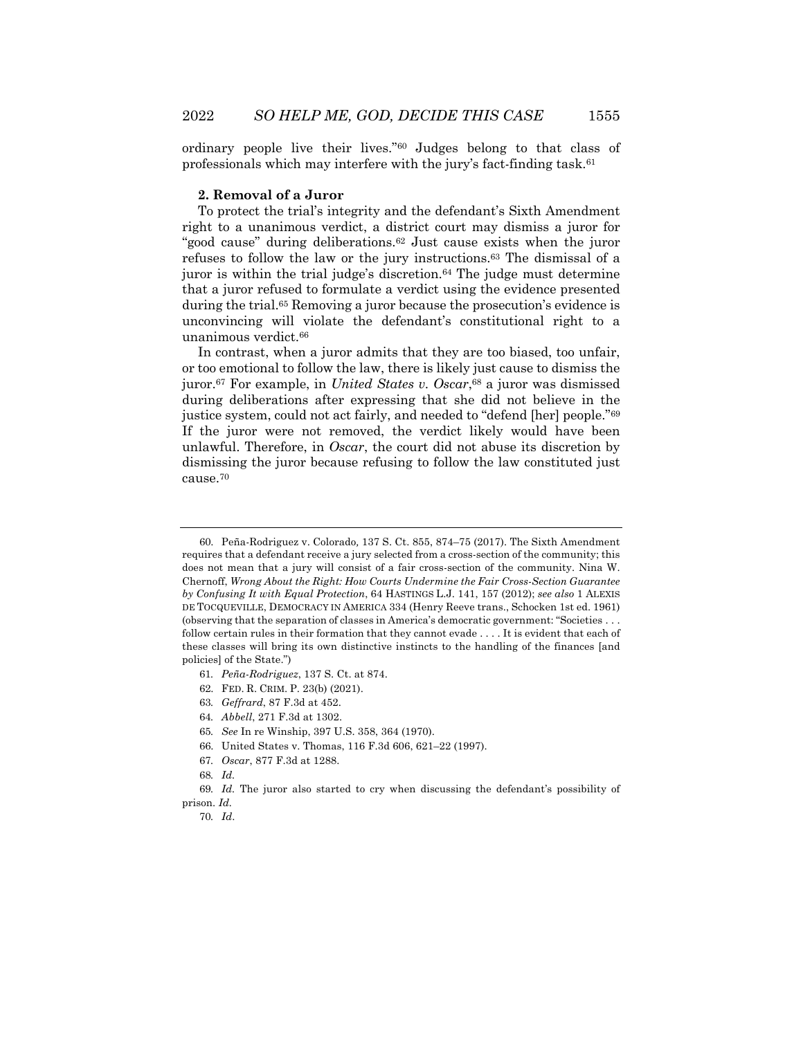ordinary people live their lives."[60] Judges belong to that class of professionals which may interfere with the jury's fact-finding task.[61]

### 2. Removal of a Juror

To protect the trial's integrity and the defendant's Sixth Amendment right to a unanimous verdict, a district court may dismiss a juror for "good cause" during deliberations.[62] Just cause exists when the juror refuses to follow the law or the jury instructions.[63] The dismissal of a juror is within the trial judge's discretion.[64] The judge must determine that a juror refused to formulate a verdict using the evidence presented during the trial.[65] Removing a juror because the prosecution's evidence is unconvincing will violate the defendant's constitutional right to a unanimous verdict.[66]

In contrast, when a juror admits that they are too biased, too unfair, or too emotional to follow the law, there is likely just cause to dismiss the juror.[67] For example, in *United States v. Oscar*,[68] a juror was dismissed during deliberations after expressing that she did not believe in the justice system, could not act fairly, and needed to "defend [her] people."[69] If the juror were not removed, the verdict likely would have been unlawful. Therefore, in *Oscar*, the court did not abuse its discretion by dismissing the juror because refusing to follow the law constituted just cause.[70]

---

60. Peña-Rodriguez v. Colorado, 137 S. Ct. 855, 874–75 (2017). The Sixth Amendment requires that a defendant receive a jury selected from a cross-section of the community; this does not mean that a jury will consist of a fair cross-section of the community. Nina W. Chernoff, *Wrong About the Right: How Courts Undermine the Fair Cross-Section Guarantee by Confusing It with Equal Protection*, 64 HASTINGS L.J. 141, 157 (2012); *see also* 1 ALEXIS DE TOCQUEVILLE, DEMOCRACY IN AMERICA 334 (Henry Reeve trans., Schocken 1st ed. 1961) (observing that the separation of classes in America's democratic government: "Societies . . . follow certain rules in their formation that they cannot evade . . . . It is evident that each of these classes will bring its own distinctive instincts to the handling of the finances [and policies] of the State.")

61. *Peña-Rodriguez*, 137 S. Ct. at 874.

62. FED. R. CRIM. P. 23(b) (2021).

63. *Geffrard*, 87 F.3d at 452.

64. *Abbell*, 271 F.3d at 1302.

65. *See* In re Winship, 397 U.S. 358, 364 (1970).

66. United States v. Thomas, 116 F.3d 606, 621–22 (1997).

67. *Oscar*, 877 F.3d at 1288.

68. *Id.*

69. *Id.* The juror also started to cry when discussing the defendant's possibility of prison. *Id*.

70. *Id*.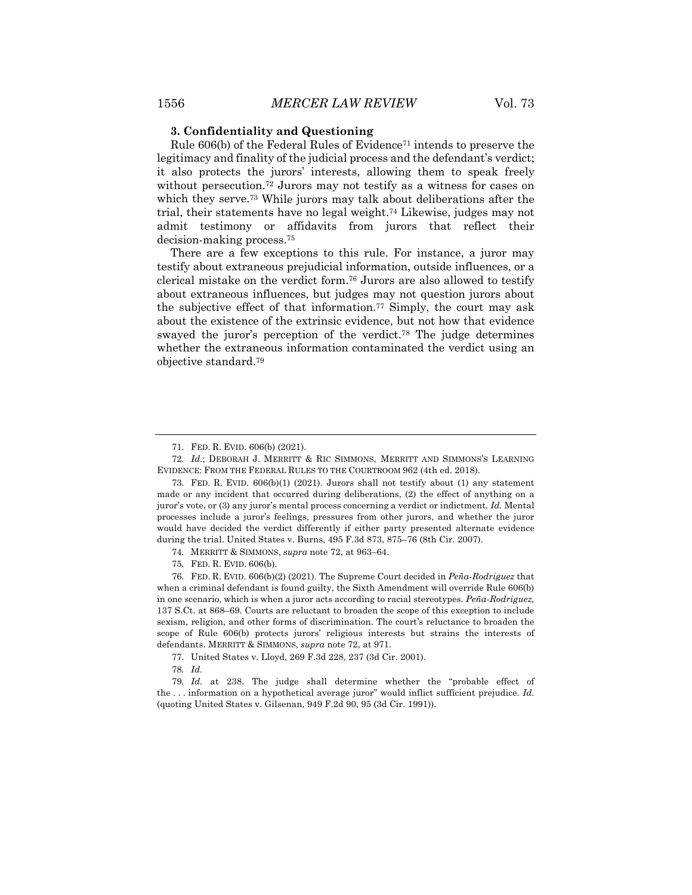### 3. Confidentiality and Questioning

Rule 606(b) of the Federal Rules of Evidence[71] intends to preserve the legitimacy and finality of the judicial process and the defendant's verdict; it also protects the jurors' interests, allowing them to speak freely without persecution.[72] Jurors may not testify as a witness for cases on which they serve.[73] While jurors may talk about deliberations after the trial, their statements have no legal weight.[74] Likewise, judges may not admit testimony or affidavits from jurors that reflect their decision-making process.[75]

There are a few exceptions to this rule. For instance, a juror may testify about extraneous prejudicial information, outside influences, or a clerical mistake on the verdict form.[76] Jurors are also allowed to testify about extraneous influences, but judges may not question jurors about the subjective effect of that information.[77] Simply, the court may ask about the existence of the extrinsic evidence, but not how that evidence swayed the juror's perception of the verdict.[78] The judge determines whether the extraneous information contaminated the verdict using an objective standard.[79]

---

71. FED. R. EVID. 606(b) (2021).

72. *Id.*; DEBORAH J. MERRITT & RIC SIMMONS, MERRITT AND SIMMONS'S LEARNING EVIDENCE: FROM THE FEDERAL RULES TO THE COURTROOM 962 (4th ed. 2018).

73. FED. R. EVID. 606(b)(1) (2021). Jurors shall not testify about (1) any statement made or any incident that occurred during deliberations, (2) the effect of anything on a juror's vote, or (3) any juror's mental process concerning a verdict or indictment. *Id.* Mental processes include a juror's feelings, pressures from other jurors, and whether the juror would have decided the verdict differently if either party presented alternate evidence during the trial. United States v. Burns, 495 F.3d 873, 875–76 (8th Cir. 2007).

74. MERRITT & SIMMONS, *supra* note 72, at 963–64.

75. FED. R. EVID. 606(b).

76. FED. R. EVID. 606(b)(2) (2021). The Supreme Court decided in *Peña-Rodriguez* that when a criminal defendant is found guilty, the Sixth Amendment will override Rule 606(b) in one scenario, which is when a juror acts according to racial stereotypes. *Peña-Rodriguez,* 137 S.Ct. at 868–69. Courts are reluctant to broaden the scope of this exception to include sexism, religion, and other forms of discrimination. The court's reluctance to broaden the scope of Rule 606(b) protects jurors' religious interests but strains the interests of defendants. MERRITT & SIMMONS, *supra* note 72, at 971.

77. United States v. Lloyd, 269 F.3d 228, 237 (3d Cir. 2001).

78. *Id.*

79. *Id.* at 238. The judge shall determine whether the "probable effect of the . . . information on a hypothetical average juror" would inflict sufficient prejudice. *Id.* (quoting United States v. Gilsenan, 949 F.2d 90, 95 (3d Cir. 1991)).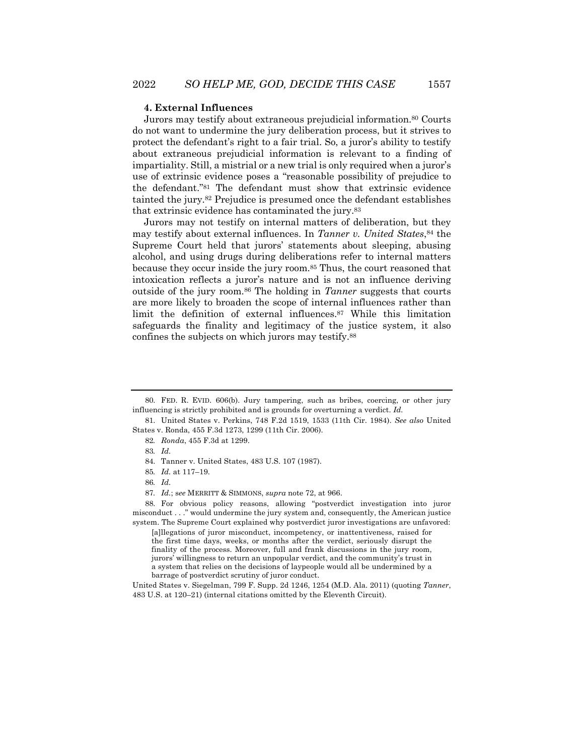#### 4. External Influences

Jurors may testify about extraneous prejudicial information.[80] Courts do not want to undermine the jury deliberation process, but it strives to protect the defendant's right to a fair trial. So, a juror's ability to testify about extraneous prejudicial information is relevant to a finding of impartiality. Still, a mistrial or a new trial is only required when a juror's use of extrinsic evidence poses a "reasonable possibility of prejudice to the defendant."[81] The defendant must show that extrinsic evidence tainted the jury.[82] Prejudice is presumed once the defendant establishes that extrinsic evidence has contaminated the jury.[83]

Jurors may not testify on internal matters of deliberation, but they may testify about external influences. In *Tanner v. United States*,[84] the Supreme Court held that jurors' statements about sleeping, abusing alcohol, and using drugs during deliberations refer to internal matters because they occur inside the jury room.[85] Thus, the court reasoned that intoxication reflects a juror's nature and is not an influence deriving outside of the jury room.[86] The holding in *Tanner* suggests that courts are more likely to broaden the scope of internal influences rather than limit the definition of external influences.[87] While this limitation safeguards the finality and legitimacy of the justice system, it also confines the subjects on which jurors may testify.[88]

---

80. FED. R. EVID. 606(b). Jury tampering, such as bribes, coercing, or other jury influencing is strictly prohibited and is grounds for overturning a verdict. *Id.*

81. United States v. Perkins, 748 F.2d 1519, 1533 (11th Cir. 1984). *See also* United States v. Ronda, 455 F.3d 1273, 1299 (11th Cir. 2006).

82. *Ronda*, 455 F.3d at 1299.

83. *Id.*

84. Tanner v. United States, 483 U.S. 107 (1987).

85. *Id.* at 117–19.

86. *Id.*

87. *Id.*; *see* MERRITT & SIMMONS, *supra* note 72, at 966.

88. For obvious policy reasons, allowing "postverdict investigation into juror misconduct . . ." would undermine the jury system and, consequently, the American justice system. The Supreme Court explained why postverdict juror investigations are unfavored:

> [a]llegations of juror misconduct, incompetency, or inattentiveness, raised for the first time days, weeks, or months after the verdict, seriously disrupt the finality of the process. Moreover, full and frank discussions in the jury room, jurors' willingness to return an unpopular verdict, and the community's trust in a system that relies on the decisions of laypeople would all be undermined by a barrage of postverdict scrutiny of juror conduct.

United States v. Siegelman, 799 F. Supp. 2d 1246, 1254 (M.D. Ala. 2011) (quoting *Tanner*, 483 U.S. at 120–21) (internal citations omitted by the Eleventh Circuit).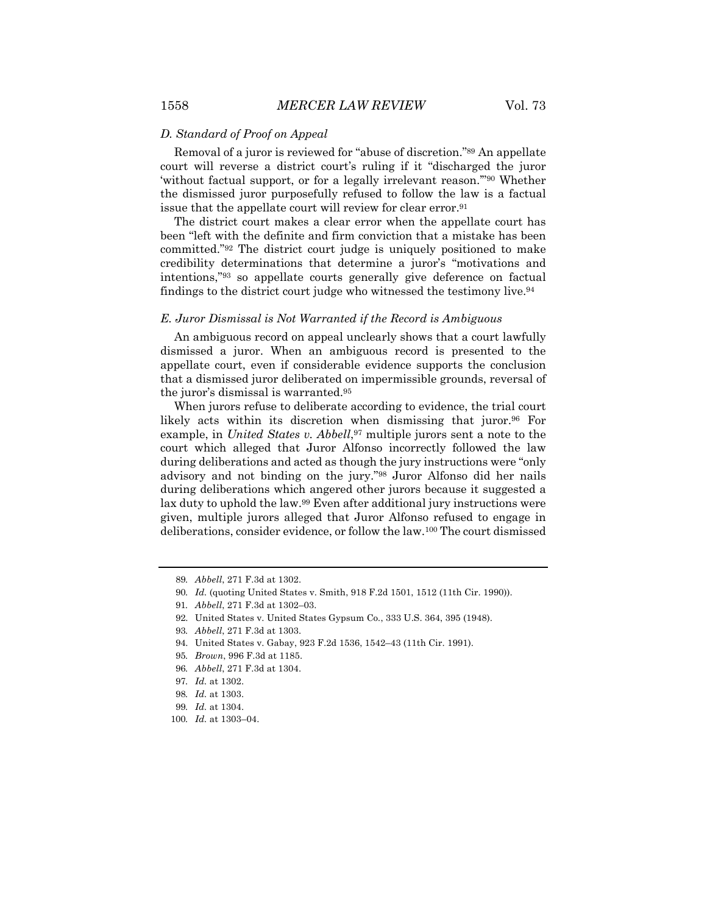### *D. Standard of Proof on Appeal*

Removal of a juror is reviewed for "abuse of discretion."[89] An appellate court will reverse a district court's ruling if it "discharged the juror 'without factual support, or for a legally irrelevant reason.'"[90] Whether the dismissed juror purposefully refused to follow the law is a factual issue that the appellate court will review for clear error.[91]

The district court makes a clear error when the appellate court has been "left with the definite and firm conviction that a mistake has been committed."[92] The district court judge is uniquely positioned to make credibility determinations that determine a juror's "motivations and intentions,"[93] so appellate courts generally give deference on factual findings to the district court judge who witnessed the testimony live.[94]

### *E. Juror Dismissal is Not Warranted if the Record is Ambiguous*

An ambiguous record on appeal unclearly shows that a court lawfully dismissed a juror. When an ambiguous record is presented to the appellate court, even if considerable evidence supports the conclusion that a dismissed juror deliberated on impermissible grounds, reversal of the juror's dismissal is warranted.[95]

When jurors refuse to deliberate according to evidence, the trial court likely acts within its discretion when dismissing that juror.[96] For example, in *United States v. Abbell*,[97] multiple jurors sent a note to the court which alleged that Juror Alfonso incorrectly followed the law during deliberations and acted as though the jury instructions were "only advisory and not binding on the jury."[98] Juror Alfonso did her nails during deliberations which angered other jurors because it suggested a lax duty to uphold the law.[99] Even after additional jury instructions were given, multiple jurors alleged that Juror Alfonso refused to engage in deliberations, consider evidence, or follow the law.[100] The court dismissed

---

89. *Abbell*, 271 F.3d at 1302.
90. *Id.* (quoting United States v. Smith, 918 F.2d 1501, 1512 (11th Cir. 1990)).
91. *Abbell*, 271 F.3d at 1302–03.
92. United States v. United States Gypsum Co., 333 U.S. 364, 395 (1948).
93. *Abbell*, 271 F.3d at 1303.
94. United States v. Gabay, 923 F.2d 1536, 1542–43 (11th Cir. 1991).
95. *Brown*, 996 F.3d at 1185.
96. *Abbell*, 271 F.3d at 1304.
97. *Id.* at 1302.
98. *Id.* at 1303.
99. *Id.* at 1304.
100. *Id.* at 1303–04.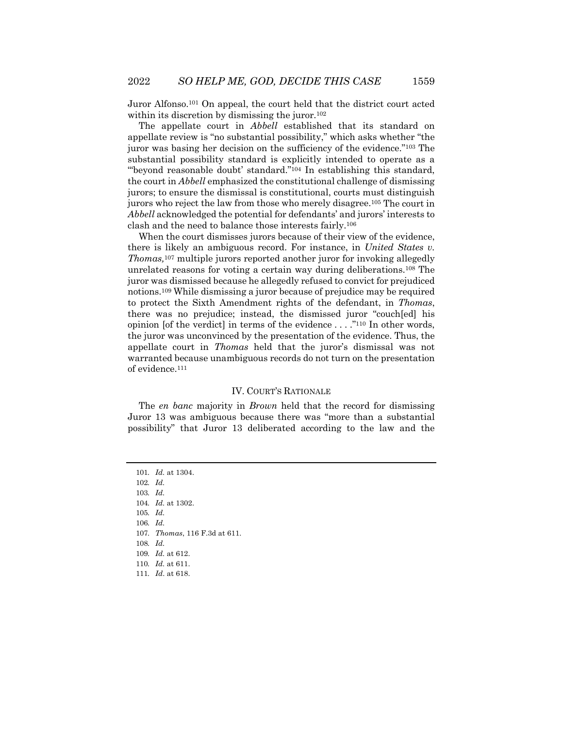Juror Alfonso.[101] On appeal, the court held that the district court acted within its discretion by dismissing the juror.[102]

The appellate court in *Abbell* established that its standard on appellate review is "no substantial possibility," which asks whether "the juror was basing her decision on the sufficiency of the evidence."[103] The substantial possibility standard is explicitly intended to operate as a "'beyond reasonable doubt' standard."[104] In establishing this standard, the court in *Abbell* emphasized the constitutional challenge of dismissing jurors; to ensure the dismissal is constitutional, courts must distinguish jurors who reject the law from those who merely disagree.[105] The court in *Abbell* acknowledged the potential for defendants' and jurors' interests to clash and the need to balance those interests fairly.[106]

When the court dismisses jurors because of their view of the evidence, there is likely an ambiguous record. For instance, in *United States v. Thomas,*[107] multiple jurors reported another juror for invoking allegedly unrelated reasons for voting a certain way during deliberations.[108] The juror was dismissed because he allegedly refused to convict for prejudiced notions.[109] While dismissing a juror because of prejudice may be required to protect the Sixth Amendment rights of the defendant, in *Thomas*, there was no prejudice; instead, the dismissed juror "couch[ed] his opinion [of the verdict] in terms of the evidence . . . ."[110] In other words, the juror was unconvinced by the presentation of the evidence. Thus, the appellate court in *Thomas* held that the juror's dismissal was not warranted because unambiguous records do not turn on the presentation of evidence.[111]

## IV. COURT'S RATIONALE

The *en banc* majority in *Brown* held that the record for dismissing Juror 13 was ambiguous because there was "more than a substantial possibility" that Juror 13 deliberated according to the law and the

---

101. *Id.* at 1304.
102. *Id.*
103. *Id.*
104. *Id.* at 1302.
105. *Id.*
106. *Id.*
107. *Thomas*, 116 F.3d at 611.
108. *Id.*
109. *Id.* at 612.
110. *Id.* at 611.
111. *Id.* at 618.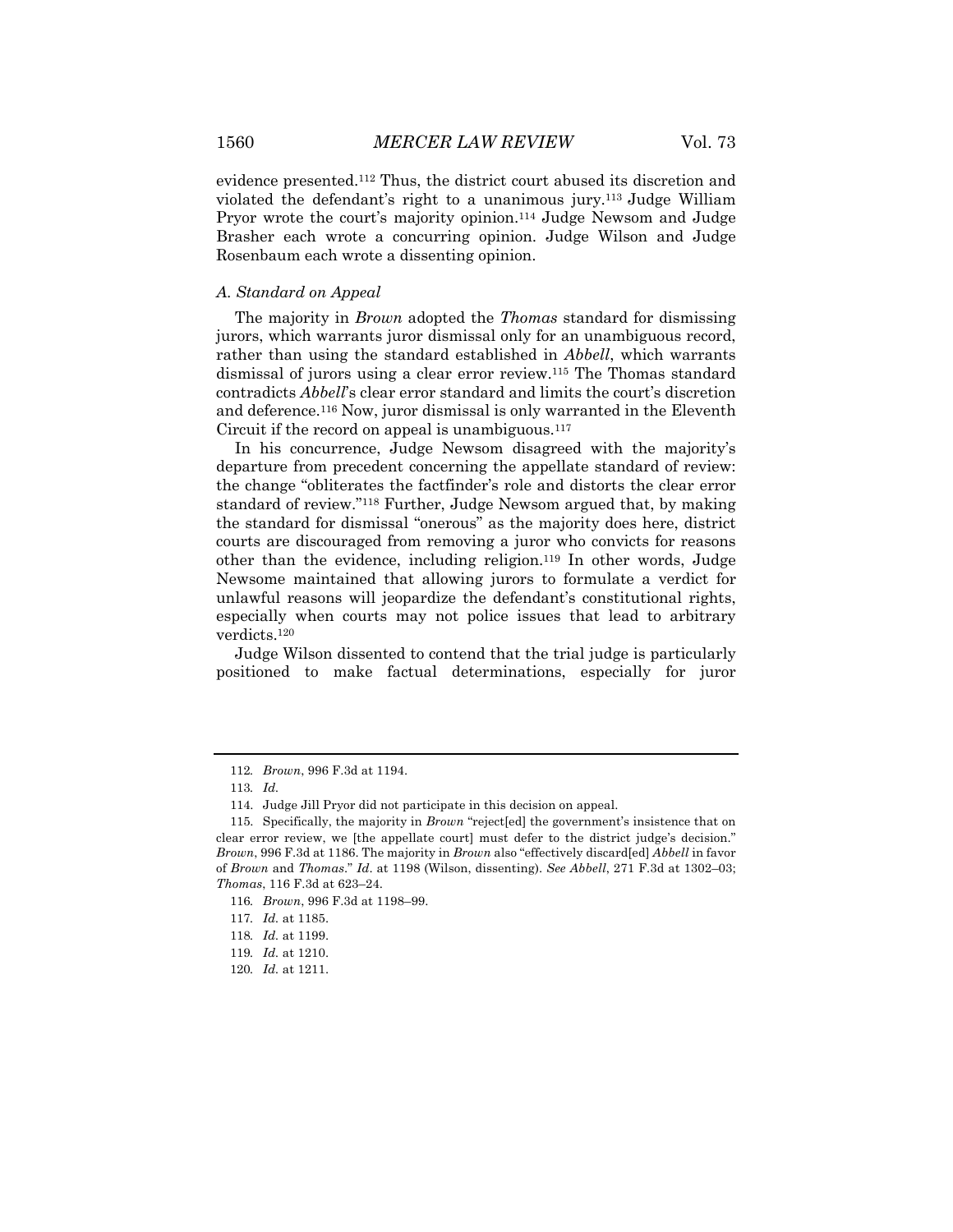evidence presented.[112] Thus, the district court abused its discretion and violated the defendant's right to a unanimous jury.[113] Judge William Pryor wrote the court's majority opinion.[114] Judge Newsom and Judge Brasher each wrote a concurring opinion. Judge Wilson and Judge Rosenbaum each wrote a dissenting opinion.

### *A. Standard on Appeal*

The majority in *Brown* adopted the *Thomas* standard for dismissing jurors, which warrants juror dismissal only for an unambiguous record, rather than using the standard established in *Abbell*, which warrants dismissal of jurors using a clear error review.[115] The Thomas standard contradicts *Abbell*'s clear error standard and limits the court's discretion and deference.[116] Now, juror dismissal is only warranted in the Eleventh Circuit if the record on appeal is unambiguous.[117]

In his concurrence, Judge Newsom disagreed with the majority's departure from precedent concerning the appellate standard of review: the change "obliterates the factfinder's role and distorts the clear error standard of review."[118] Further, Judge Newsom argued that, by making the standard for dismissal "onerous" as the majority does here, district courts are discouraged from removing a juror who convicts for reasons other than the evidence, including religion.[119] In other words, Judge Newsome maintained that allowing jurors to formulate a verdict for unlawful reasons will jeopardize the defendant's constitutional rights, especially when courts may not police issues that lead to arbitrary verdicts.[120]

Judge Wilson dissented to contend that the trial judge is particularly positioned to make factual determinations, especially for juror

---

112. *Brown*, 996 F.3d at 1194.

113. *Id.*

114. Judge Jill Pryor did not participate in this decision on appeal.

115. Specifically, the majority in *Brown* "reject[ed] the government's insistence that on clear error review, we [the appellate court] must defer to the district judge's decision." *Brown*, 996 F.3d at 1186. The majority in *Brown* also "effectively discard[ed] *Abbell* in favor of *Brown* and *Thomas*." *Id.* at 1198 (Wilson, dissenting). *See Abbell*, 271 F.3d at 1302–03; *Thomas*, 116 F.3d at 623–24.

116. *Brown*, 996 F.3d at 1198–99.

117. *Id.* at 1185.

118. *Id.* at 1199.

119. *Id.* at 1210.

120. *Id.* at 1211.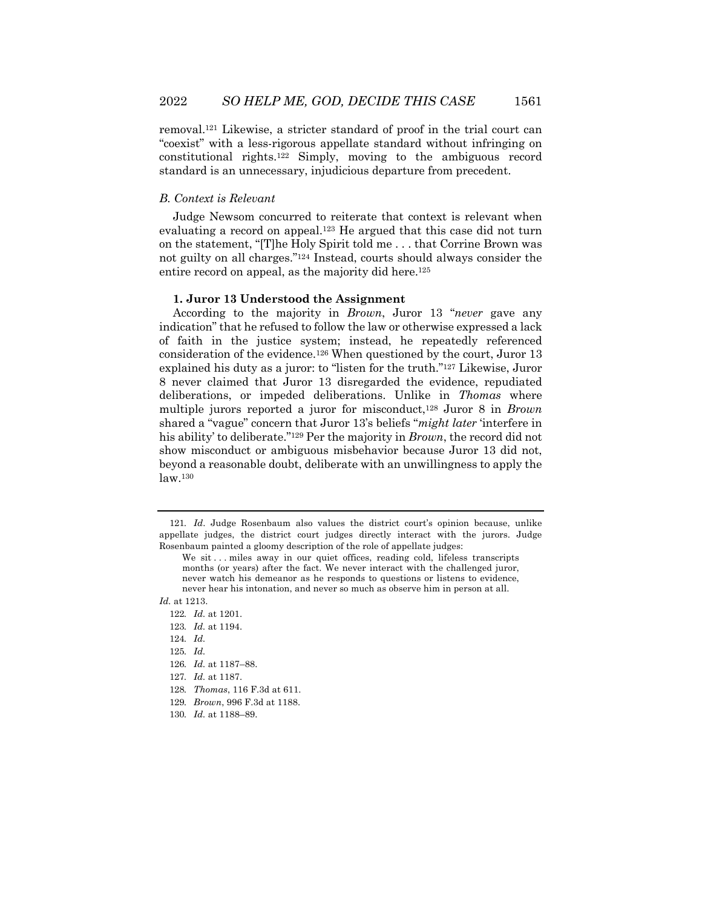removal.[121] Likewise, a stricter standard of proof in the trial court can "coexist" with a less-rigorous appellate standard without infringing on constitutional rights.[122] Simply, moving to the ambiguous record standard is an unnecessary, injudicious departure from precedent.

### *B. Context is Relevant*

Judge Newsom concurred to reiterate that context is relevant when evaluating a record on appeal.[123] He argued that this case did not turn on the statement, "[T]he Holy Spirit told me . . . that Corrine Brown was not guilty on all charges."[124] Instead, courts should always consider the entire record on appeal, as the majority did here.[125]

#### **1. Juror 13 Understood the Assignment**

According to the majority in *Brown*, Juror 13 "*never* gave any indication" that he refused to follow the law or otherwise expressed a lack of faith in the justice system; instead, he repeatedly referenced consideration of the evidence.[126] When questioned by the court, Juror 13 explained his duty as a juror: to "listen for the truth."[127] Likewise, Juror 8 never claimed that Juror 13 disregarded the evidence, repudiated deliberations, or impeded deliberations. Unlike in *Thomas* where multiple jurors reported a juror for misconduct,[128] Juror 8 in *Brown* shared a "vague" concern that Juror 13's beliefs "*might later* 'interfere in his ability' to deliberate."[129] Per the majority in *Brown*, the record did not show misconduct or ambiguous misbehavior because Juror 13 did not, beyond a reasonable doubt, deliberate with an unwillingness to apply the law.[130]

---

121. *Id.* Judge Rosenbaum also values the district court's opinion because, unlike appellate judges, the district court judges directly interact with the jurors. Judge Rosenbaum painted a gloomy description of the role of appellate judges:

> We sit . . . miles away in our quiet offices, reading cold, lifeless transcripts months (or years) after the fact. We never interact with the challenged juror, never watch his demeanor as he responds to questions or listens to evidence, never hear his intonation, and never so much as observe him in person at all.

*Id.* at 1213.

122. *Id.* at 1201.

123. *Id.* at 1194.

124. *Id.*

125. *Id.*

126. *Id.* at 1187–88.

127. *Id.* at 1187.

128. *Thomas*, 116 F.3d at 611.

129. *Brown*, 996 F.3d at 1188.

130. *Id.* at 1188–89.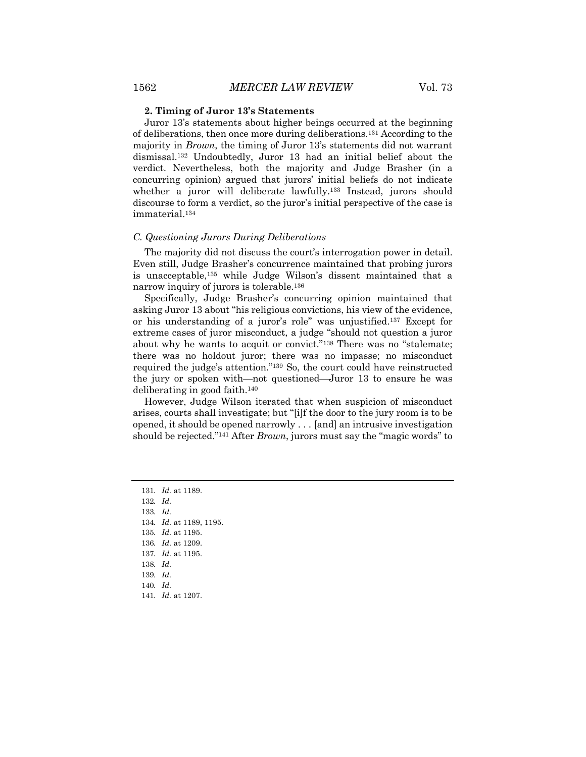### 2. Timing of Juror 13's Statements

Juror 13's statements about higher beings occurred at the beginning of deliberations, then once more during deliberations.[131] According to the majority in *Brown*, the timing of Juror 13's statements did not warrant dismissal.[132] Undoubtedly, Juror 13 had an initial belief about the verdict. Nevertheless, both the majority and Judge Brasher (in a concurring opinion) argued that jurors' initial beliefs do not indicate whether a juror will deliberate lawfully.[133] Instead, jurors should discourse to form a verdict, so the juror's initial perspective of the case is immaterial.[134]

## *C. Questioning Jurors During Deliberations*

The majority did not discuss the court's interrogation power in detail. Even still, Judge Brasher's concurrence maintained that probing jurors is unacceptable,[135] while Judge Wilson's dissent maintained that a narrow inquiry of jurors is tolerable.[136]

Specifically, Judge Brasher's concurring opinion maintained that asking Juror 13 about "his religious convictions, his view of the evidence, or his understanding of a juror's role" was unjustified.[137] Except for extreme cases of juror misconduct, a judge "should not question a juror about why he wants to acquit or convict."[138] There was no "stalemate; there was no holdout juror; there was no impasse; no misconduct required the judge's attention."[139] So, the court could have reinstructed the jury or spoken with—not questioned—Juror 13 to ensure he was deliberating in good faith.[140]

However, Judge Wilson iterated that when suspicion of misconduct arises, courts shall investigate; but "[i]f the door to the jury room is to be opened, it should be opened narrowly . . . [and] an intrusive investigation should be rejected."[141] After *Brown*, jurors must say the "magic words" to

---

131. *Id.* at 1189.
132. *Id.*
133. *Id.*
134. *Id.* at 1189, 1195.
135. *Id.* at 1195.
136. *Id.* at 1209.
137. *Id.* at 1195.
138. *Id.*
139. *Id.*
140. *Id.*
141. *Id.* at 1207.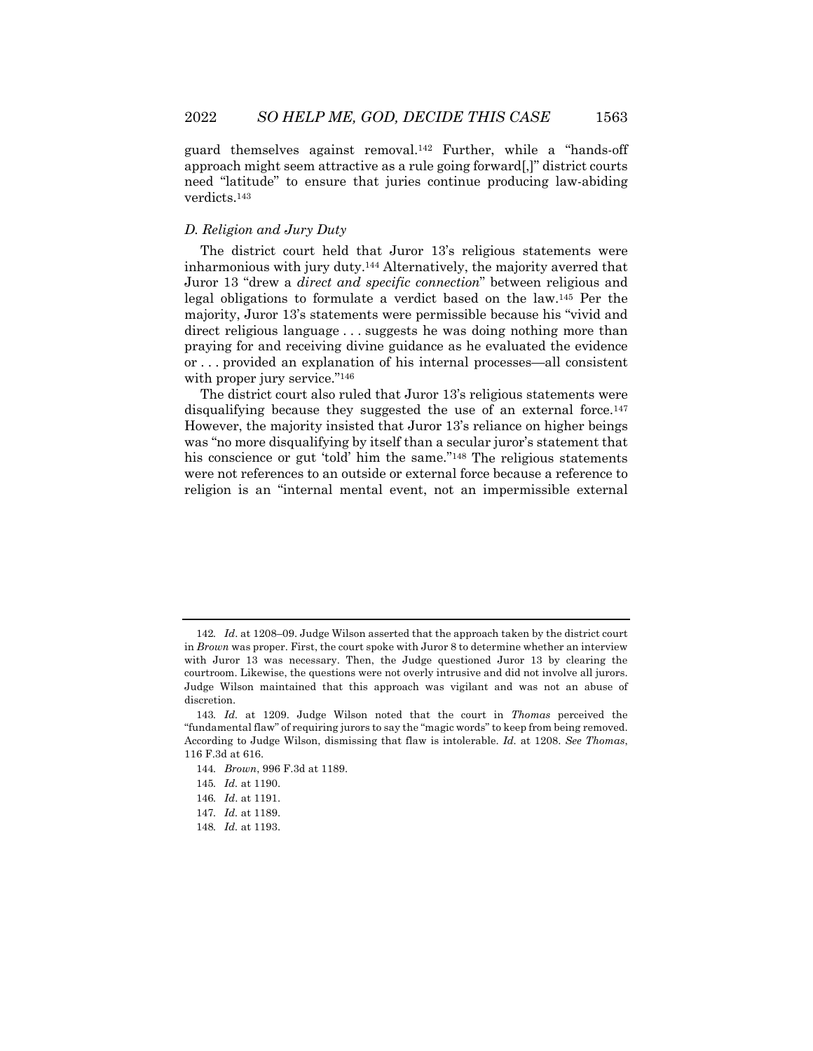guard themselves against removal.[142] Further, while a "hands-off approach might seem attractive as a rule going forward[,]" district courts need "latitude" to ensure that juries continue producing law-abiding verdicts.[143]

### *D. Religion and Jury Duty*

The district court held that Juror 13's religious statements were inharmonious with jury duty.[144] Alternatively, the majority averred that Juror 13 "drew a *direct and specific connection*" between religious and legal obligations to formulate a verdict based on the law.[145] Per the majority, Juror 13's statements were permissible because his "vivid and direct religious language . . . suggests he was doing nothing more than praying for and receiving divine guidance as he evaluated the evidence or . . . provided an explanation of his internal processes—all consistent with proper jury service."[146]

The district court also ruled that Juror 13's religious statements were disqualifying because they suggested the use of an external force.[147] However, the majority insisted that Juror 13's reliance on higher beings was "no more disqualifying by itself than a secular juror's statement that his conscience or gut 'told' him the same."[148] The religious statements were not references to an outside or external force because a reference to religion is an "internal mental event, not an impermissible external

---

142. *Id.* at 1208–09. Judge Wilson asserted that the approach taken by the district court in *Brown* was proper. First, the court spoke with Juror 8 to determine whether an interview with Juror 13 was necessary. Then, the Judge questioned Juror 13 by clearing the courtroom. Likewise, the questions were not overly intrusive and did not involve all jurors. Judge Wilson maintained that this approach was vigilant and was not an abuse of discretion.

143. *Id.* at 1209. Judge Wilson noted that the court in *Thomas* perceived the "fundamental flaw" of requiring jurors to say the "magic words" to keep from being removed. According to Judge Wilson, dismissing that flaw is intolerable. *Id.* at 1208. *See Thomas*, 116 F.3d at 616.

144. *Brown*, 996 F.3d at 1189.

145. *Id.* at 1190.

146. *Id.* at 1191.

147. *Id.* at 1189.

148. *Id.* at 1193.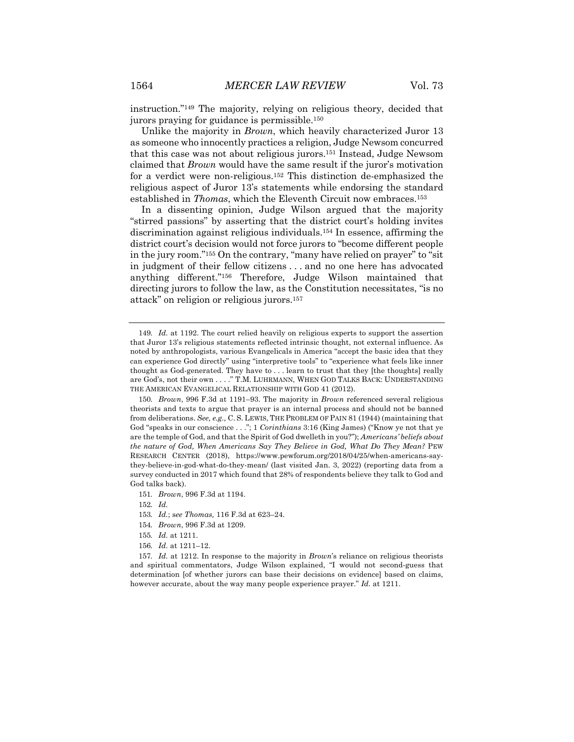instruction."[149] The majority, relying on religious theory, decided that jurors praying for guidance is permissible.[150]

Unlike the majority in *Brown*, which heavily characterized Juror 13 as someone who innocently practices a religion, Judge Newsom concurred that this case was not about religious jurors.[151] Instead, Judge Newsom claimed that *Brown* would have the same result if the juror's motivation for a verdict were non-religious.[152] This distinction de-emphasized the religious aspect of Juror 13's statements while endorsing the standard established in *Thomas*, which the Eleventh Circuit now embraces.[153]

In a dissenting opinion, Judge Wilson argued that the majority "stirred passions" by asserting that the district court's holding invites discrimination against religious individuals.[154] In essence, affirming the district court's decision would not force jurors to "become different people in the jury room."[155] On the contrary, "many have relied on prayer" to "sit in judgment of their fellow citizens . . . and no one here has advocated anything different."[156] Therefore, Judge Wilson maintained that directing jurors to follow the law, as the Constitution necessitates, "is no attack" on religion or religious jurors.[157]

---

149. *Id.* at 1192. The court relied heavily on religious experts to support the assertion that Juror 13's religious statements reflected intrinsic thought, not external influence. As noted by anthropologists, various Evangelicals in America "accept the basic idea that they can experience God directly" using "interpretive tools" to "experience what feels like inner thought as God-generated. They have to . . . learn to trust that they [the thoughts] really are God's, not their own . . . ." T.M. LUHRMANN, WHEN GOD TALKS BACK: UNDERSTANDING THE AMERICAN EVANGELICAL RELATIONSHIP WITH GOD 41 (2012).

150. *Brown*, 996 F.3d at 1191–93. The majority in *Brown* referenced several religious theorists and texts to argue that prayer is an internal process and should not be banned from deliberations. *See, e.g.,* C. S. LEWIS, THE PROBLEM OF PAIN 81 (1944) (maintaining that God "speaks in our conscience . . ."; 1 *Corinthians* 3:16 (King James) ("Know ye not that ye are the temple of God, and that the Spirit of God dwelleth in you?"); *Americans' beliefs about the nature of God, When Americans Say They Believe in God, What Do They Mean?* PEW RESEARCH CENTER (2018), https://www.pewforum.org/2018/04/25/when-americans-say-they-believe-in-god-what-do-they-mean/ (last visited Jan. 3, 2022) (reporting data from a survey conducted in 2017 which found that 28% of respondents believe they talk to God and God talks back).

151. *Brown*, 996 F.3d at 1194.

152. *Id.*

153. *Id.*; s*ee Thomas,* 116 F.3d at 623–24.

154. *Brown*, 996 F.3d at 1209.

155. *Id.* at 1211.

156. *Id.* at 1211–12.

157. *Id.* at 1212. In response to the majority in *Brown*'s reliance on religious theorists and spiritual commentators, Judge Wilson explained, "I would not second-guess that determination [of whether jurors can base their decisions on evidence] based on claims, however accurate, about the way many people experience prayer." *Id.* at 1211.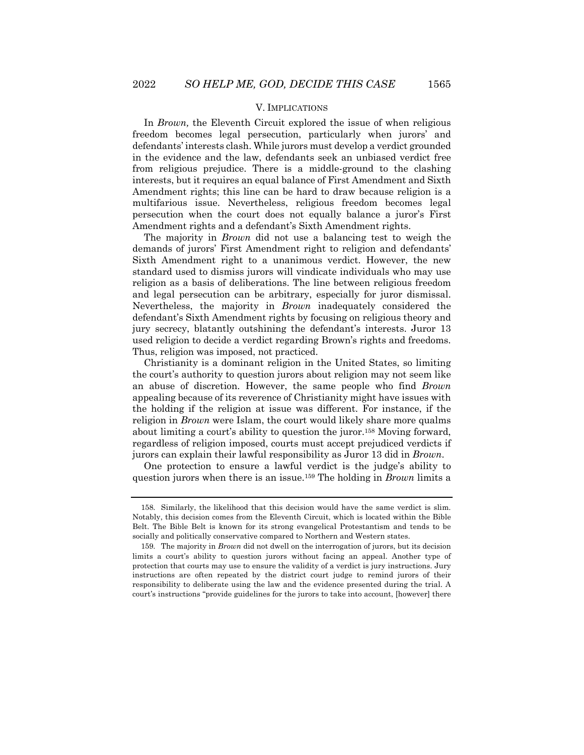## V. IMPLICATIONS

In *Brown,* the Eleventh Circuit explored the issue of when religious freedom becomes legal persecution, particularly when jurors' and defendants' interests clash. While jurors must develop a verdict grounded in the evidence and the law, defendants seek an unbiased verdict free from religious prejudice. There is a middle-ground to the clashing interests, but it requires an equal balance of First Amendment and Sixth Amendment rights; this line can be hard to draw because religion is a multifarious issue. Nevertheless, religious freedom becomes legal persecution when the court does not equally balance a juror's First Amendment rights and a defendant's Sixth Amendment rights.

The majority in *Brown* did not use a balancing test to weigh the demands of jurors' First Amendment right to religion and defendants' Sixth Amendment right to a unanimous verdict. However, the new standard used to dismiss jurors will vindicate individuals who may use religion as a basis of deliberations. The line between religious freedom and legal persecution can be arbitrary, especially for juror dismissal. Nevertheless, the majority in *Brown* inadequately considered the defendant's Sixth Amendment rights by focusing on religious theory and jury secrecy, blatantly outshining the defendant's interests. Juror 13 used religion to decide a verdict regarding Brown's rights and freedoms. Thus, religion was imposed, not practiced.

Christianity is a dominant religion in the United States, so limiting the court's authority to question jurors about religion may not seem like an abuse of discretion. However, the same people who find *Brown* appealing because of its reverence of Christianity might have issues with the holding if the religion at issue was different. For instance, if the religion in *Brown* were Islam, the court would likely share more qualms about limiting a court's ability to question the juror.[158] Moving forward, regardless of religion imposed, courts must accept prejudiced verdicts if jurors can explain their lawful responsibility as Juror 13 did in *Brown*.

One protection to ensure a lawful verdict is the judge's ability to question jurors when there is an issue.[159] The holding in *Brown* limits a

---

158. Similarly, the likelihood that this decision would have the same verdict is slim. Notably, this decision comes from the Eleventh Circuit, which is located within the Bible Belt. The Bible Belt is known for its strong evangelical Protestantism and tends to be socially and politically conservative compared to Northern and Western states.

159. The majority in *Brown* did not dwell on the interrogation of jurors, but its decision limits a court's ability to question jurors without facing an appeal. Another type of protection that courts may use to ensure the validity of a verdict is jury instructions. Jury instructions are often repeated by the district court judge to remind jurors of their responsibility to deliberate using the law and the evidence presented during the trial. A court's instructions "provide guidelines for the jurors to take into account, [however] there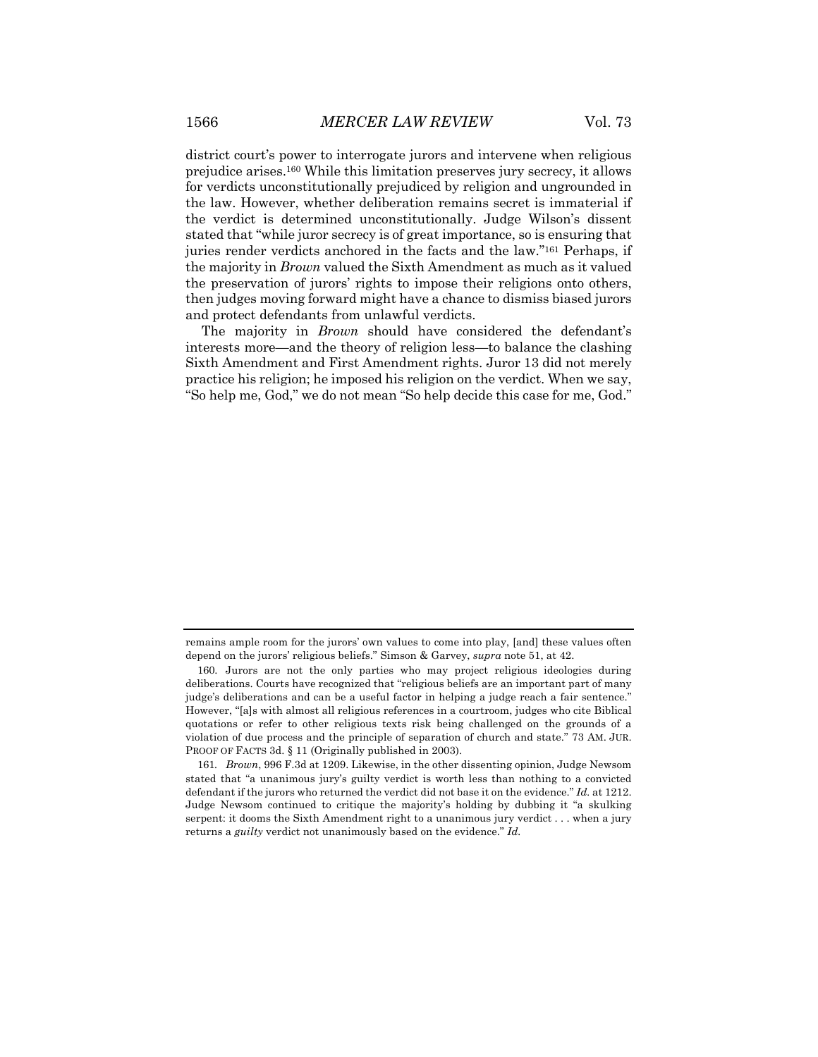district court's power to interrogate jurors and intervene when religious prejudice arises.[160] While this limitation preserves jury secrecy, it allows for verdicts unconstitutionally prejudiced by religion and ungrounded in the law. However, whether deliberation remains secret is immaterial if the verdict is determined unconstitutionally. Judge Wilson's dissent stated that "while juror secrecy is of great importance, so is ensuring that juries render verdicts anchored in the facts and the law."[161] Perhaps, if the majority in *Brown* valued the Sixth Amendment as much as it valued the preservation of jurors' rights to impose their religions onto others, then judges moving forward might have a chance to dismiss biased jurors and protect defendants from unlawful verdicts.

The majority in *Brown* should have considered the defendant's interests more—and the theory of religion less—to balance the clashing Sixth Amendment and First Amendment rights. Juror 13 did not merely practice his religion; he imposed his religion on the verdict. When we say, "So help me, God," we do not mean "So help decide this case for me, God."

---

remains ample room for the jurors' own values to come into play, [and] these values often depend on the jurors' religious beliefs." Simson & Garvey, *supra* note 51, at 42.

160. Jurors are not the only parties who may project religious ideologies during deliberations. Courts have recognized that "religious beliefs are an important part of many judge's deliberations and can be a useful factor in helping a judge reach a fair sentence." However, "[a]s with almost all religious references in a courtroom, judges who cite Biblical quotations or refer to other religious texts risk being challenged on the grounds of a violation of due process and the principle of separation of church and state." 73 AM. JUR. PROOF OF FACTS 3d. § 11 (Originally published in 2003).

161. *Brown*, 996 F.3d at 1209. Likewise, in the other dissenting opinion, Judge Newsom stated that "a unanimous jury's guilty verdict is worth less than nothing to a convicted defendant if the jurors who returned the verdict did not base it on the evidence." *Id.* at 1212. Judge Newsom continued to critique the majority's holding by dubbing it "a skulking serpent: it dooms the Sixth Amendment right to a unanimous jury verdict . . . when a jury returns a *guilty* verdict not unanimously based on the evidence." *Id.*